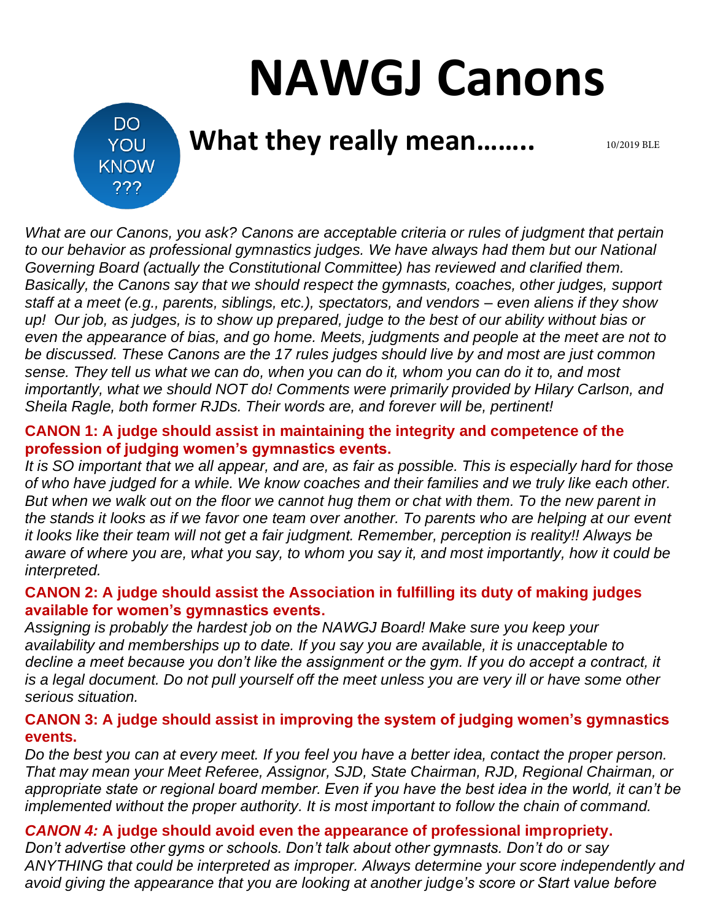# NAWGJ Canons

DO YOU KNOW ???

## What they really mean……..

10/2019 BLE

*What are our Canons, you ask? Canons are acceptable criteria or rules of judgment that pertain to our behavior as professional gymnastics judges. We have always had them but our National Governing Board (actually the Constitutional Committee) has reviewed and clarified them. Basically, the Canons say that we should respect the gymnasts, coaches, other judges, support staff at a meet (e.g., parents, siblings, etc.), spectators, and vendors – even aliens if they show up! Our job, as judges, is to show up prepared, judge to the best of our ability without bias or even the appearance of bias, and go home. Meets, judgments and people at the meet are not to be discussed. These Canons are the 17 rules judges should live by and most are just common sense. They tell us what we can do, when you can do it, whom you can do it to, and most importantly, what we should NOT do! Comments were primarily provided by Hilary Carlson, and Sheila Ragle, both former RJDs. Their words are, and forever will be, pertinent!*

**CANON 1: A judge should assist in maintaining the integrity and competence of the profession of judging women's gymnastics events.**

*It is SO important that we all appear, and are, as fair as possible. This is especially hard for those of who have judged for a while. We know coaches and their families and we truly like each other. But when we walk out on the floor we cannot hug them or chat with them. To the new parent in the stands it looks as if we favor one team over another. To parents who are helping at our event it looks like their team will not get a fair judgment. Remember, perception is reality!! Always be aware of where you are, what you say, to whom you say it, and most importantly, how it could be interpreted.*

**CANON 2: A judge should assist the Association in fulfilling its duty of making judges available for women's gymnastics events.**

*Assigning is probably the hardest job on the NAWGJ Board! Make sure you keep your availability and memberships up to date. If you say you are available, it is unacceptable to decline a meet because you don't like the assignment or the gym. If you do accept a contract, it is a legal document. Do not pull yourself off the meet unless you are very ill or have some other serious situation.*

**CANON 3: A judge should assist in improving the system of judging women's gymnastics events.**

*Do the best you can at every meet. If you feel you have a better idea, contact the proper person. That may mean your Meet Referee, Assignor, SJD, State Chairman, RJD, Regional Chairman, or appropriate state or regional board member. Even if you have the best idea in the world, it can't be implemented without the proper authority. It is most important to follow the chain of command.*

***CANON 4:* A judge should avoid even the appearance of professional impropriety.**

*Don't advertise other gyms or schools. Don't talk about other gymnasts. Don't do or say ANYTHING that could be interpreted as improper. Always determine your score independently and avoid giving the appearance that you are looking at another judge's score or Start value before*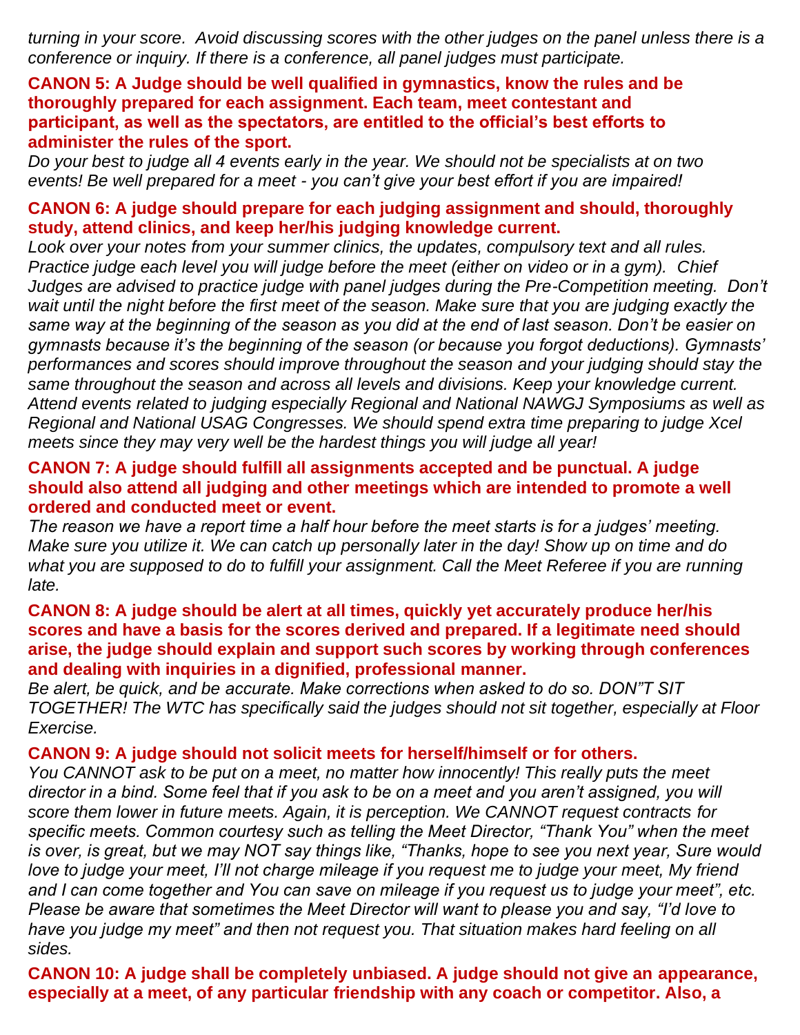*turning in your score. Avoid discussing scores with the other judges on the panel unless there is a conference or inquiry. If there is a conference, all panel judges must participate.*

**CANON 5: A Judge should be well qualified in gymnastics, know the rules and be thoroughly prepared for each assignment. Each team, meet contestant and participant, as well as the spectators, are entitled to the official's best efforts to administer the rules of the sport.**

*Do your best to judge all 4 events early in the year. We should not be specialists at on two events! Be well prepared for a meet - you can't give your best effort if you are impaired!*

**CANON 6: A judge should prepare for each judging assignment and should, thoroughly study, attend clinics, and keep her/his judging knowledge current.**

*Look over your notes from your summer clinics, the updates, compulsory text and all rules. Practice judge each level you will judge before the meet (either on video or in a gym). Chief Judges are advised to practice judge with panel judges during the Pre-Competition meeting. Don't wait until the night before the first meet of the season. Make sure that you are judging exactly the same way at the beginning of the season as you did at the end of last season. Don't be easier on gymnasts because it's the beginning of the season (or because you forgot deductions). Gymnasts' performances and scores should improve throughout the season and your judging should stay the same throughout the season and across all levels and divisions. Keep your knowledge current. Attend events related to judging especially Regional and National NAWGJ Symposiums as well as Regional and National USAG Congresses. We should spend extra time preparing to judge Xcel meets since they may very well be the hardest things you will judge all year!*

**CANON 7: A judge should fulfill all assignments accepted and be punctual. A judge should also attend all judging and other meetings which are intended to promote a well ordered and conducted meet or event.**

*The reason we have a report time a half hour before the meet starts is for a judges' meeting. Make sure you utilize it. We can catch up personally later in the day! Show up on time and do what you are supposed to do to fulfill your assignment. Call the Meet Referee if you are running late.*

**CANON 8: A judge should be alert at all times, quickly yet accurately produce her/his scores and have a basis for the scores derived and prepared. If a legitimate need should arise, the judge should explain and support such scores by working through conferences and dealing with inquiries in a dignified, professional manner.**

*Be alert, be quick, and be accurate. Make corrections when asked to do so. DON"T SIT TOGETHER! The WTC has specifically said the judges should not sit together, especially at Floor Exercise.*

**CANON 9: A judge should not solicit meets for herself/himself or for others.**

*You CANNOT ask to be put on a meet, no matter how innocently! This really puts the meet director in a bind. Some feel that if you ask to be on a meet and you aren't assigned, you will score them lower in future meets. Again, it is perception. We CANNOT request contracts for specific meets. Common courtesy such as telling the Meet Director, "Thank You" when the meet is over, is great, but we may NOT say things like, "Thanks, hope to see you next year, Sure would love to judge your meet, I'll not charge mileage if you request me to judge your meet, My friend and I can come together and You can save on mileage if you request us to judge your meet", etc. Please be aware that sometimes the Meet Director will want to please you and say, "I'd love to have you judge my meet" and then not request you. That situation makes hard feeling on all sides.*

**CANON 10: A judge shall be completely unbiased. A judge should not give an appearance, especially at a meet, of any particular friendship with any coach or competitor. Also, a**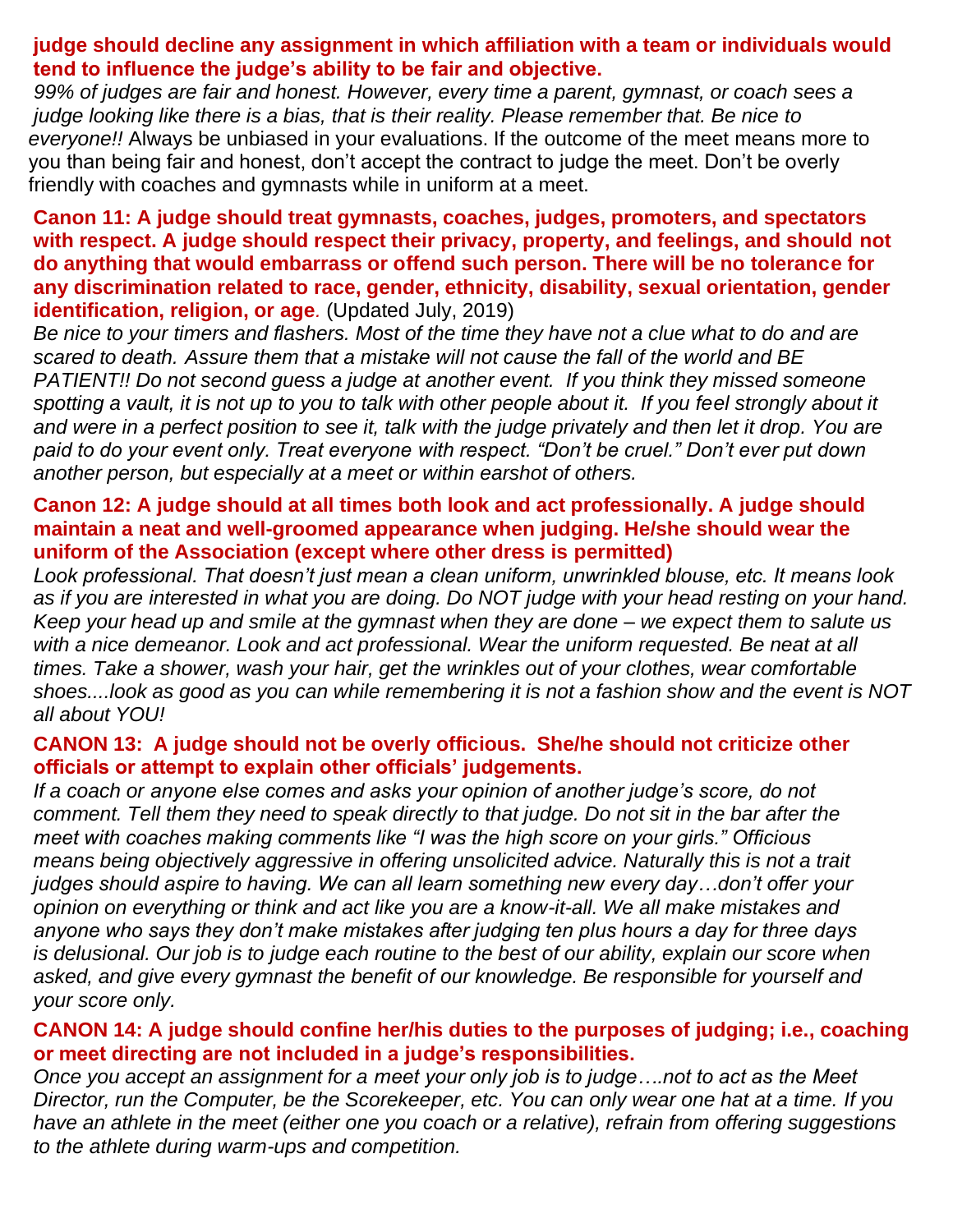**judge should decline any assignment in which affiliation with a team or individuals would tend to influence the judge's ability to be fair and objective.**

*99% of judges are fair and honest. However, every time a parent, gymnast, or coach sees a judge looking like there is a bias, that is their reality. Please remember that. Be nice to everyone!!* Always be unbiased in your evaluations. If the outcome of the meet means more to you than being fair and honest, don't accept the contract to judge the meet. Don't be overly friendly with coaches and gymnasts while in uniform at a meet.

**Canon 11: A judge should treat gymnasts, coaches, judges, promoters, and spectators with respect. A judge should respect their privacy, property, and feelings, and should not do anything that would embarrass or offend such person. There will be no tolerance for any discrimination related to race, gender, ethnicity, disability, sexual orientation, gender identification, religion, or age**. (Updated July, 2019)

*Be nice to your timers and flashers. Most of the time they have not a clue what to do and are scared to death. Assure them that a mistake will not cause the fall of the world and BE PATIENT!! Do not second guess a judge at another event. If you think they missed someone spotting a vault, it is not up to you to talk with other people about it. If you feel strongly about it and were in a perfect position to see it, talk with the judge privately and then let it drop. You are paid to do your event only. Treat everyone with respect. "Don't be cruel." Don't ever put down another person, but especially at a meet or within earshot of others.*

**Canon 12: A judge should at all times both look and act professionally. A judge should maintain a neat and well-groomed appearance when judging. He/she should wear the uniform of the Association (except where other dress is permitted)**

*Look professional. That doesn't just mean a clean uniform, unwrinkled blouse, etc. It means look as if you are interested in what you are doing. Do NOT judge with your head resting on your hand. Keep your head up and smile at the gymnast when they are done – we expect them to salute us with a nice demeanor. Look and act professional. Wear the uniform requested. Be neat at all times. Take a shower, wash your hair, get the wrinkles out of your clothes, wear comfortable shoes....look as good as you can while remembering it is not a fashion show and the event is NOT all about YOU!*

**CANON 13: A judge should not be overly officious. She/he should not criticize other officials or attempt to explain other officials' judgements.**

*If a coach or anyone else comes and asks your opinion of another judge's score, do not comment. Tell them they need to speak directly to that judge. Do not sit in the bar after the meet with coaches making comments like "I was the high score on your girls." Officious means being objectively aggressive in offering unsolicited advice. Naturally this is not a trait judges should aspire to having. We can all learn something new every day…don't offer your opinion on everything or think and act like you are a know-it-all. We all make mistakes and anyone who says they don't make mistakes after judging ten plus hours a day for three days is delusional. Our job is to judge each routine to the best of our ability, explain our score when asked, and give every gymnast the benefit of our knowledge. Be responsible for yourself and your score only.*

**CANON 14: A judge should confine her/his duties to the purposes of judging; i.e., coaching or meet directing are not included in a judge's responsibilities.**

*Once you accept an assignment for a meet your only job is to judge….not to act as the Meet Director, run the Computer, be the Scorekeeper, etc. You can only wear one hat at a time. If you have an athlete in the meet (either one you coach or a relative), refrain from offering suggestions to the athlete during warm-ups and competition.*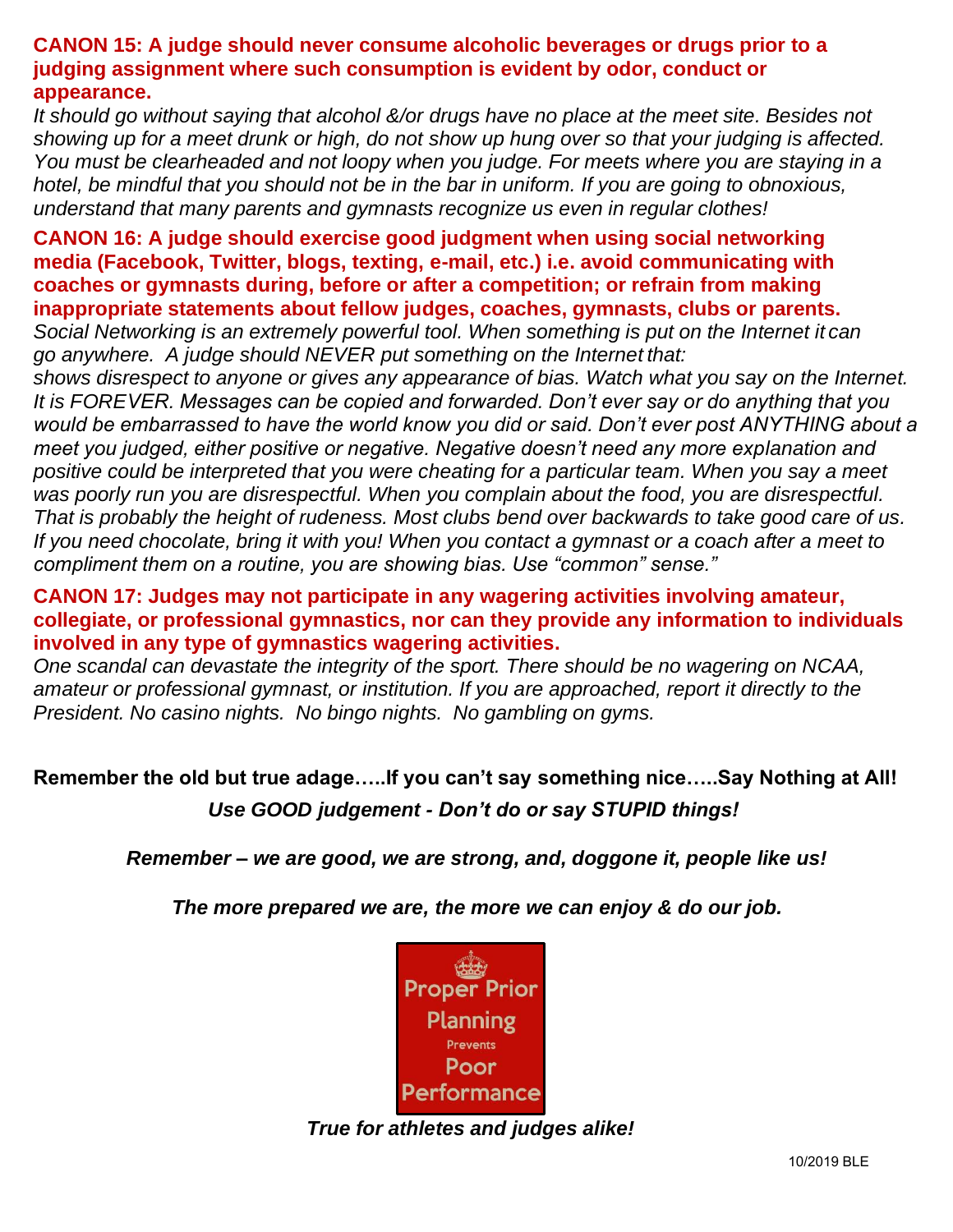**CANON 15: A judge should never consume alcoholic beverages or drugs prior to a judging assignment where such consumption is evident by odor, conduct or appearance.**

*It should go without saying that alcohol &/or drugs have no place at the meet site. Besides not showing up for a meet drunk or high, do not show up hung over so that your judging is affected. You must be clearheaded and not loopy when you judge. For meets where you are staying in a hotel, be mindful that you should not be in the bar in uniform. If you are going to obnoxious, understand that many parents and gymnasts recognize us even in regular clothes!*

**CANON 16: A judge should exercise good judgment when using social networking media (Facebook, Twitter, blogs, texting, e-mail, etc.) i.e. avoid communicating with coaches or gymnasts during, before or after a competition; or refrain from making inappropriate statements about fellow judges, coaches, gymnasts, clubs or parents.**

*Social Networking is an extremely powerful tool. When something is put on the Internet it can go anywhere. A judge should NEVER put something on the Internet that: shows disrespect to anyone or gives any appearance of bias. Watch what you say on the Internet. It is FOREVER. Messages can be copied and forwarded. Don't ever say or do anything that you would be embarrassed to have the world know you did or said. Don't ever post ANYTHING about a meet you judged, either positive or negative. Negative doesn't need any more explanation and positive could be interpreted that you were cheating for a particular team. When you say a meet was poorly run you are disrespectful. When you complain about the food, you are disrespectful. That is probably the height of rudeness. Most clubs bend over backwards to take good care of us. If you need chocolate, bring it with you! When you contact a gymnast or a coach after a meet to compliment them on a routine, you are showing bias. Use "common" sense."*

**CANON 17: Judges may not participate in any wagering activities involving amateur, collegiate, or professional gymnastics, nor can they provide any information to individuals involved in any type of gymnastics wagering activities.**

*One scandal can devastate the integrity of the sport. There should be no wagering on NCAA, amateur or professional gymnast, or institution. If you are approached, report it directly to the President. No casino nights. No bingo nights. No gambling on gyms.*

**Remember the old but true adage…..If you can't say something nice…..Say Nothing at All!**

***Use GOOD judgement - Don't do or say STUPID things!***

***Remember – we are good, we are strong, and, doggone it, people like us!***

***The more prepared we are, the more we can enjoy & do our job.***

Proper Prior Planning Prevents Poor Performance

***True for athletes and judges alike!***

10/2019 BLE